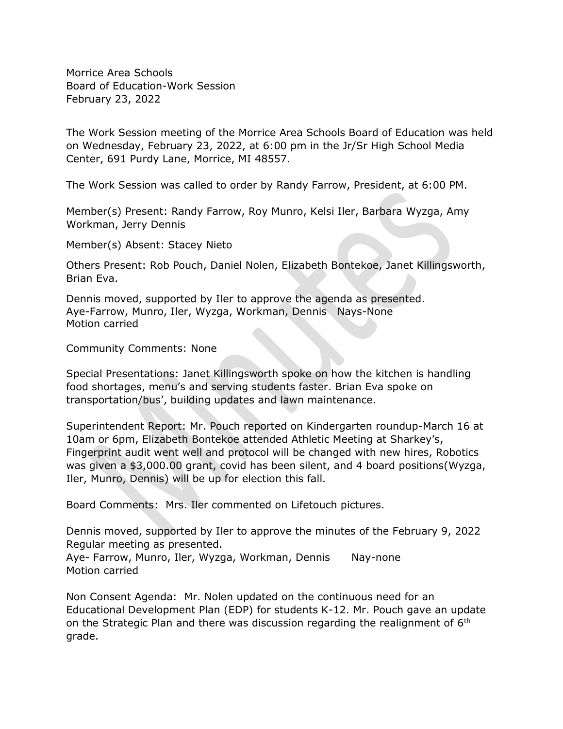Morrice Area Schools
Board of Education-Work Session
February 23, 2022

The Work Session meeting of the Morrice Area Schools Board of Education was held on Wednesday, February 23, 2022, at 6:00 pm in the Jr/Sr High School Media Center, 691 Purdy Lane, Morrice, MI 48557.

The Work Session was called to order by Randy Farrow, President, at 6:00 PM.

Member(s) Present: Randy Farrow, Roy Munro, Kelsi Iler, Barbara Wyzga, Amy Workman, Jerry Dennis

Member(s) Absent: Stacey Nieto

Others Present: Rob Pouch, Daniel Nolen, Elizabeth Bontekoe, Janet Killingsworth, Brian Eva.

Dennis moved, supported by Iler to approve the agenda as presented.
Aye-Farrow, Munro, Iler, Wyzga, Workman, Dennis Nays-None
Motion carried

Community Comments: None

Special Presentations: Janet Killingsworth spoke on how the kitchen is handling food shortages, menu's and serving students faster. Brian Eva spoke on transportation/bus', building updates and lawn maintenance.

Superintendent Report: Mr. Pouch reported on Kindergarten roundup-March 16 at 10am or 6pm, Elizabeth Bontekoe attended Athletic Meeting at Sharkey's, Fingerprint audit went well and protocol will be changed with new hires, Robotics was given a $3,000.00 grant, covid has been silent, and 4 board positions(Wyzga, Iler, Munro, Dennis) will be up for election this fall.

Board Comments: Mrs. Iler commented on Lifetouch pictures.

Dennis moved, supported by Iler to approve the minutes of the February 9, 2022 Regular meeting as presented.
Aye- Farrow, Munro, Iler, Wyzga, Workman, Dennis Nay-none
Motion carried

Non Consent Agenda: Mr. Nolen updated on the continuous need for an Educational Development Plan (EDP) for students K-12. Mr. Pouch gave an update on the Strategic Plan and there was discussion regarding the realignment of 6th grade.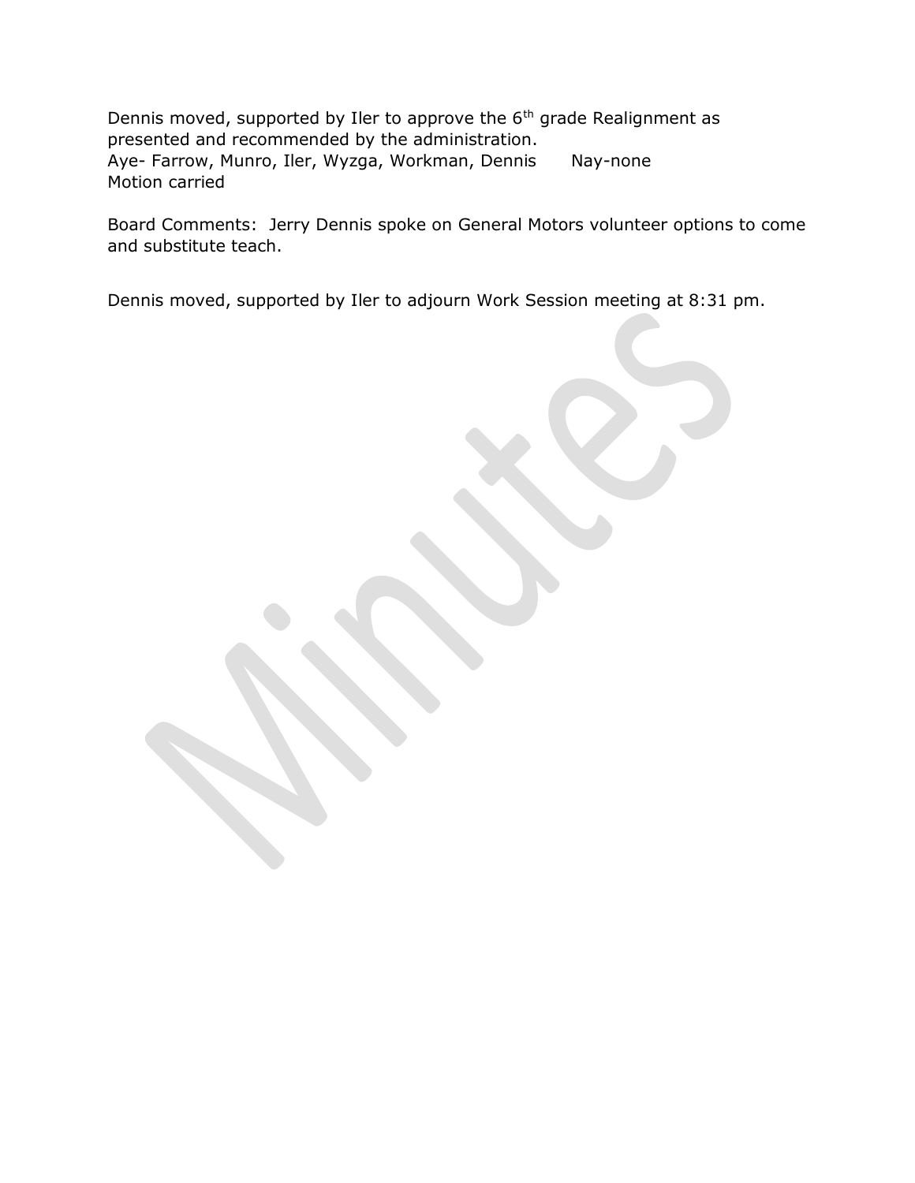Dennis moved, supported by Iler to approve the 6th grade Realignment as presented and recommended by the administration.
Aye- Farrow, Munro, Iler, Wyzga, Workman, Dennis      Nay-none
Motion carried

Board Comments: Jerry Dennis spoke on General Motors volunteer options to come and substitute teach.

Dennis moved, supported by Iler to adjourn Work Session meeting at 8:31 pm.